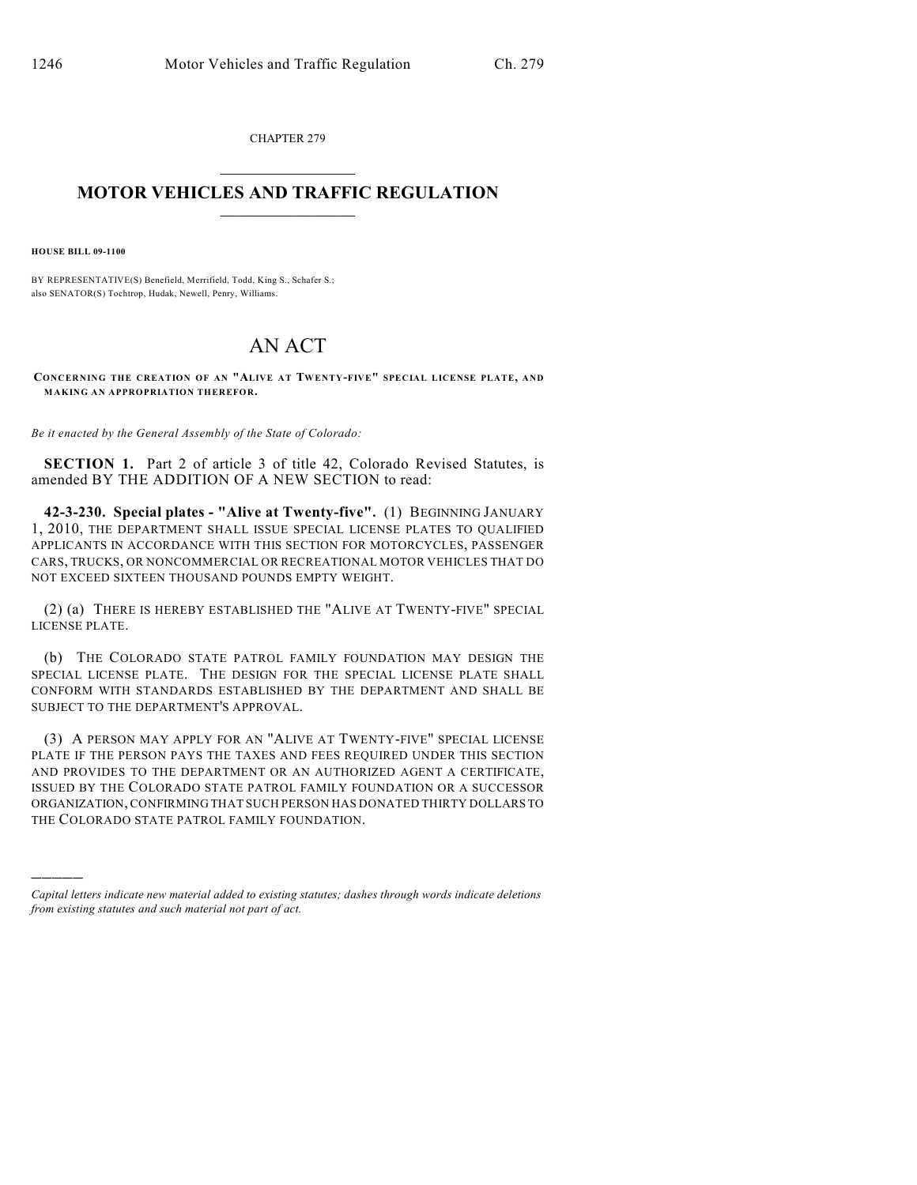CHAPTER 279

# MOTOR VEHICLES AND TRAFFIC REGULATION

**HOUSE BILL 09-1100**

BY REPRESENTATIVE(S) Benefield, Merrifield, Todd, King S., Schafer S.; also SENATOR(S) Tochtrop, Hudak, Newell, Penry, Williams.

# AN ACT

**CONCERNING THE CREATION OF AN "ALIVE AT TWENTY-FIVE" SPECIAL LICENSE PLATE, AND MAKING AN APPROPRIATION THEREFOR.**

*Be it enacted by the General Assembly of the State of Colorado:*

**SECTION 1.** Part 2 of article 3 of title 42, Colorado Revised Statutes, is amended BY THE ADDITION OF A NEW SECTION to read:

**42-3-230. Special plates - "Alive at Twenty-five".** (1) BEGINNING JANUARY 1, 2010, THE DEPARTMENT SHALL ISSUE SPECIAL LICENSE PLATES TO QUALIFIED APPLICANTS IN ACCORDANCE WITH THIS SECTION FOR MOTORCYCLES, PASSENGER CARS, TRUCKS, OR NONCOMMERCIAL OR RECREATIONAL MOTOR VEHICLES THAT DO NOT EXCEED SIXTEEN THOUSAND POUNDS EMPTY WEIGHT.

(2) (a) THERE IS HEREBY ESTABLISHED THE "ALIVE AT TWENTY-FIVE" SPECIAL LICENSE PLATE.

(b) THE COLORADO STATE PATROL FAMILY FOUNDATION MAY DESIGN THE SPECIAL LICENSE PLATE. THE DESIGN FOR THE SPECIAL LICENSE PLATE SHALL CONFORM WITH STANDARDS ESTABLISHED BY THE DEPARTMENT AND SHALL BE SUBJECT TO THE DEPARTMENT'S APPROVAL.

(3) A PERSON MAY APPLY FOR AN "ALIVE AT TWENTY-FIVE" SPECIAL LICENSE PLATE IF THE PERSON PAYS THE TAXES AND FEES REQUIRED UNDER THIS SECTION AND PROVIDES TO THE DEPARTMENT OR AN AUTHORIZED AGENT A CERTIFICATE, ISSUED BY THE COLORADO STATE PATROL FAMILY FOUNDATION OR A SUCCESSOR ORGANIZATION, CONFIRMING THAT SUCH PERSON HAS DONATED THIRTY DOLLARS TO THE COLORADO STATE PATROL FAMILY FOUNDATION.

———

*Capital letters indicate new material added to existing statutes; dashes through words indicate deletions from existing statutes and such material not part of act.*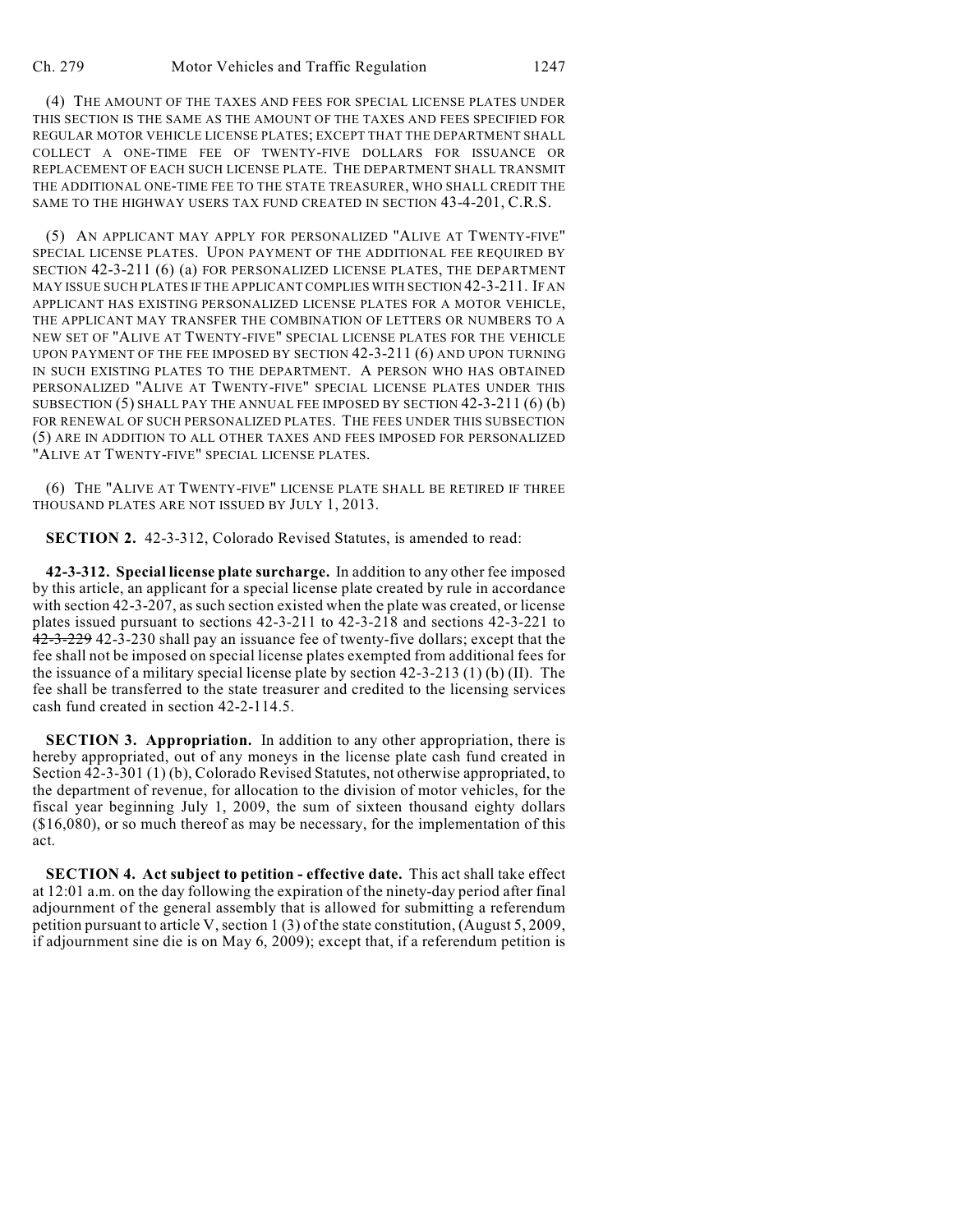(4) THE AMOUNT OF THE TAXES AND FEES FOR SPECIAL LICENSE PLATES UNDER THIS SECTION IS THE SAME AS THE AMOUNT OF THE TAXES AND FEES SPECIFIED FOR REGULAR MOTOR VEHICLE LICENSE PLATES; EXCEPT THAT THE DEPARTMENT SHALL COLLECT A ONE-TIME FEE OF TWENTY-FIVE DOLLARS FOR ISSUANCE OR REPLACEMENT OF EACH SUCH LICENSE PLATE. THE DEPARTMENT SHALL TRANSMIT THE ADDITIONAL ONE-TIME FEE TO THE STATE TREASURER, WHO SHALL CREDIT THE SAME TO THE HIGHWAY USERS TAX FUND CREATED IN SECTION 43-4-201, C.R.S.

(5) AN APPLICANT MAY APPLY FOR PERSONALIZED "ALIVE AT TWENTY-FIVE" SPECIAL LICENSE PLATES. UPON PAYMENT OF THE ADDITIONAL FEE REQUIRED BY SECTION 42-3-211 (6) (a) FOR PERSONALIZED LICENSE PLATES, THE DEPARTMENT MAY ISSUE SUCH PLATES IF THE APPLICANT COMPLIES WITH SECTION 42-3-211. IF AN APPLICANT HAS EXISTING PERSONALIZED LICENSE PLATES FOR A MOTOR VEHICLE, THE APPLICANT MAY TRANSFER THE COMBINATION OF LETTERS OR NUMBERS TO A NEW SET OF "ALIVE AT TWENTY-FIVE" SPECIAL LICENSE PLATES FOR THE VEHICLE UPON PAYMENT OF THE FEE IMPOSED BY SECTION 42-3-211 (6) AND UPON TURNING IN SUCH EXISTING PLATES TO THE DEPARTMENT. A PERSON WHO HAS OBTAINED PERSONALIZED "ALIVE AT TWENTY-FIVE" SPECIAL LICENSE PLATES UNDER THIS SUBSECTION (5) SHALL PAY THE ANNUAL FEE IMPOSED BY SECTION 42-3-211 (6) (b) FOR RENEWAL OF SUCH PERSONALIZED PLATES. THE FEES UNDER THIS SUBSECTION (5) ARE IN ADDITION TO ALL OTHER TAXES AND FEES IMPOSED FOR PERSONALIZED "ALIVE AT TWENTY-FIVE" SPECIAL LICENSE PLATES.

(6) THE "ALIVE AT TWENTY-FIVE" LICENSE PLATE SHALL BE RETIRED IF THREE THOUSAND PLATES ARE NOT ISSUED BY JULY 1, 2013.

**SECTION 2.** 42-3-312, Colorado Revised Statutes, is amended to read:

**42-3-312. Special license plate surcharge.** In addition to any other fee imposed by this article, an applicant for a special license plate created by rule in accordance with section 42-3-207, as such section existed when the plate was created, or license plates issued pursuant to sections 42-3-211 to 42-3-218 and sections 42-3-221 to ~~42-3-229~~ 42-3-230 shall pay an issuance fee of twenty-five dollars; except that the fee shall not be imposed on special license plates exempted from additional fees for the issuance of a military special license plate by section 42-3-213 (1) (b) (II). The fee shall be transferred to the state treasurer and credited to the licensing services cash fund created in section 42-2-114.5.

**SECTION 3. Appropriation.** In addition to any other appropriation, there is hereby appropriated, out of any moneys in the license plate cash fund created in Section 42-3-301 (1) (b), Colorado Revised Statutes, not otherwise appropriated, to the department of revenue, for allocation to the division of motor vehicles, for the fiscal year beginning July 1, 2009, the sum of sixteen thousand eighty dollars ($16,080), or so much thereof as may be necessary, for the implementation of this act.

**SECTION 4. Act subject to petition - effective date.** This act shall take effect at 12:01 a.m. on the day following the expiration of the ninety-day period after final adjournment of the general assembly that is allowed for submitting a referendum petition pursuant to article V, section 1 (3) of the state constitution, (August 5, 2009, if adjournment sine die is on May 6, 2009); except that, if a referendum petition is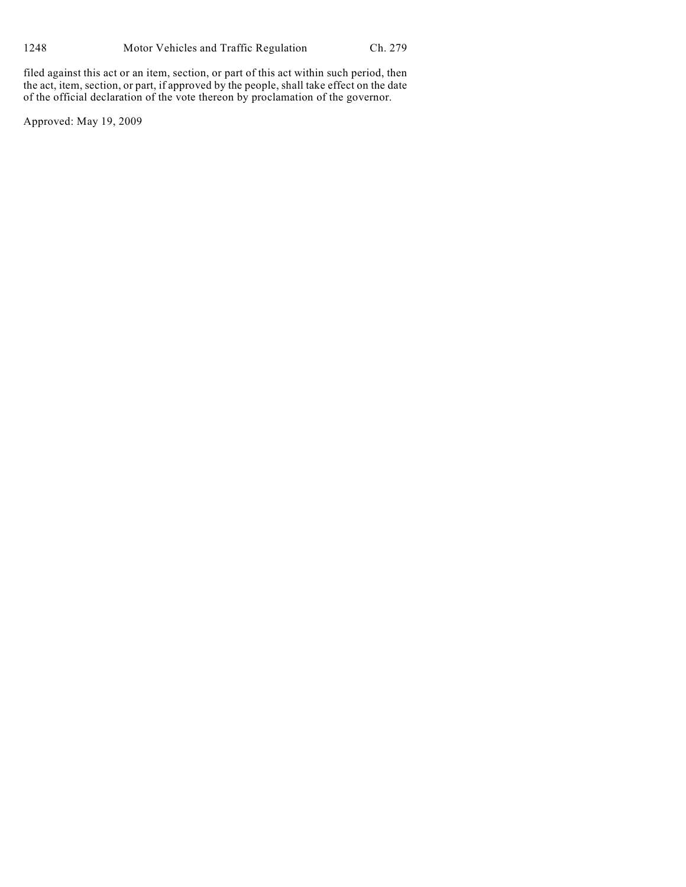filed against this act or an item, section, or part of this act within such period, then the act, item, section, or part, if approved by the people, shall take effect on the date of the official declaration of the vote thereon by proclamation of the governor.

Approved: May 19, 2009